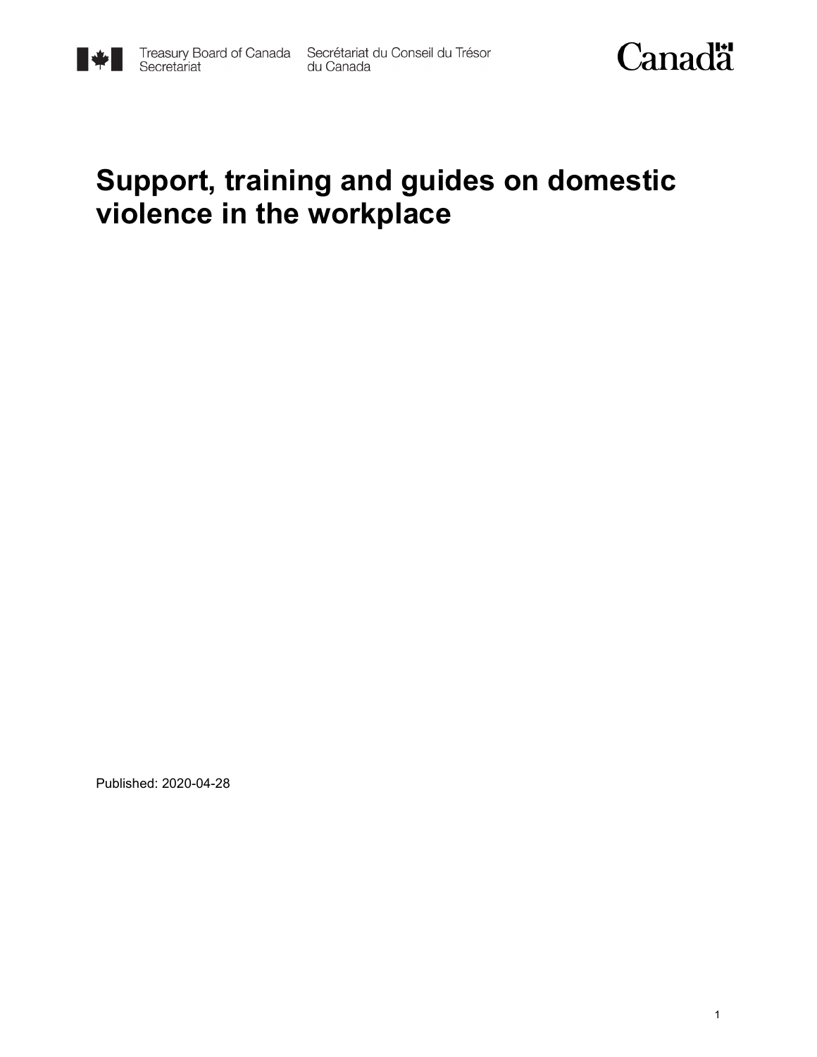Treasury Board of Canada Secretariat Secrétariat du Conseil du Trésor du Canada

Canada

# Support, training and guides on domestic violence in the workplace

Published: 2020-04-28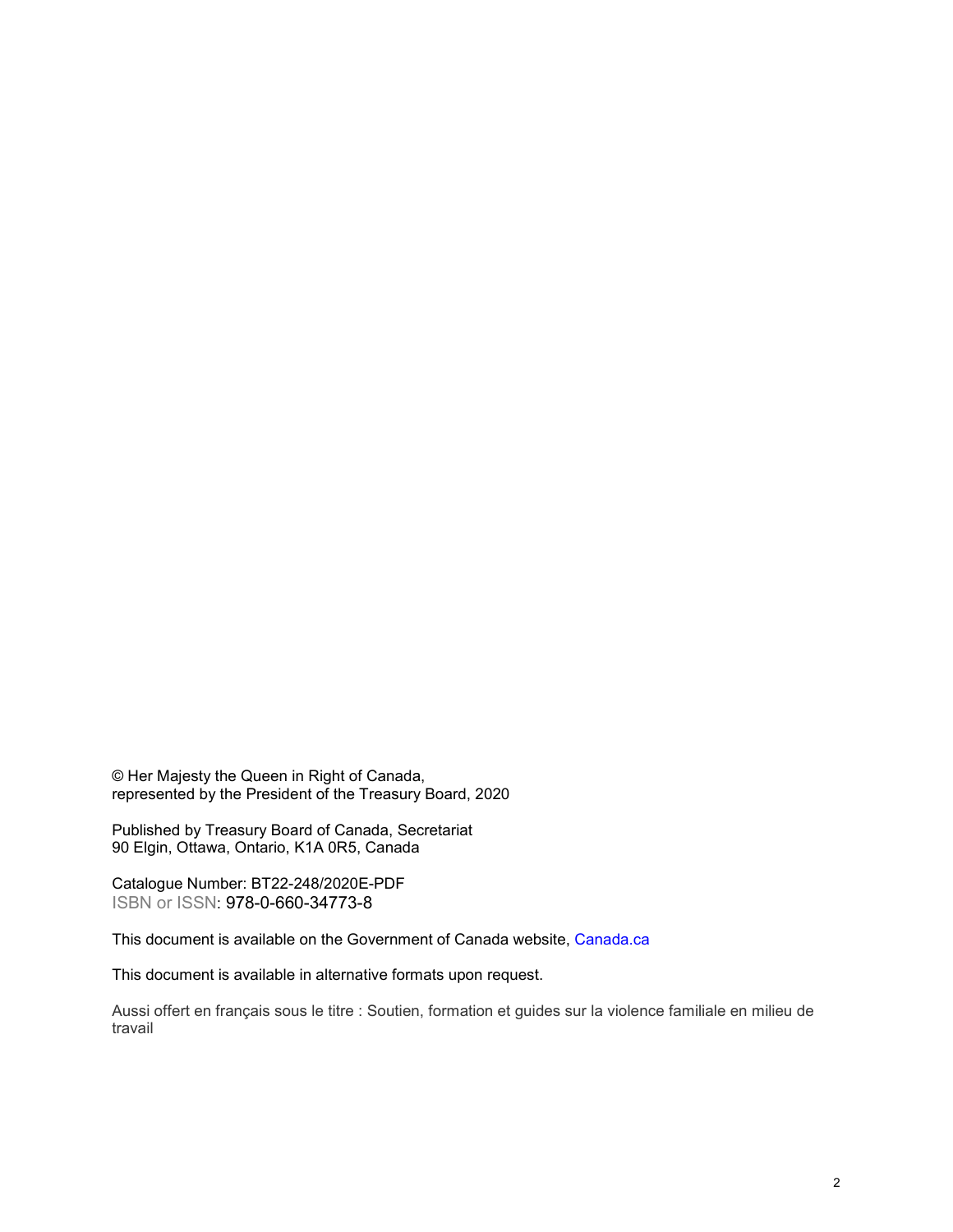© Her Majesty the Queen in Right of Canada,
represented by the President of the Treasury Board, 2020

Published by Treasury Board of Canada, Secretariat
90 Elgin, Ottawa, Ontario, K1A 0R5, Canada

Catalogue Number: BT22-248/2020E-PDF
ISBN or ISSN: 978-0-660-34773-8

This document is available on the Government of Canada website, Canada.ca

This document is available in alternative formats upon request.

Aussi offert en français sous le titre : Soutien, formation et guides sur la violence familiale en milieu de travail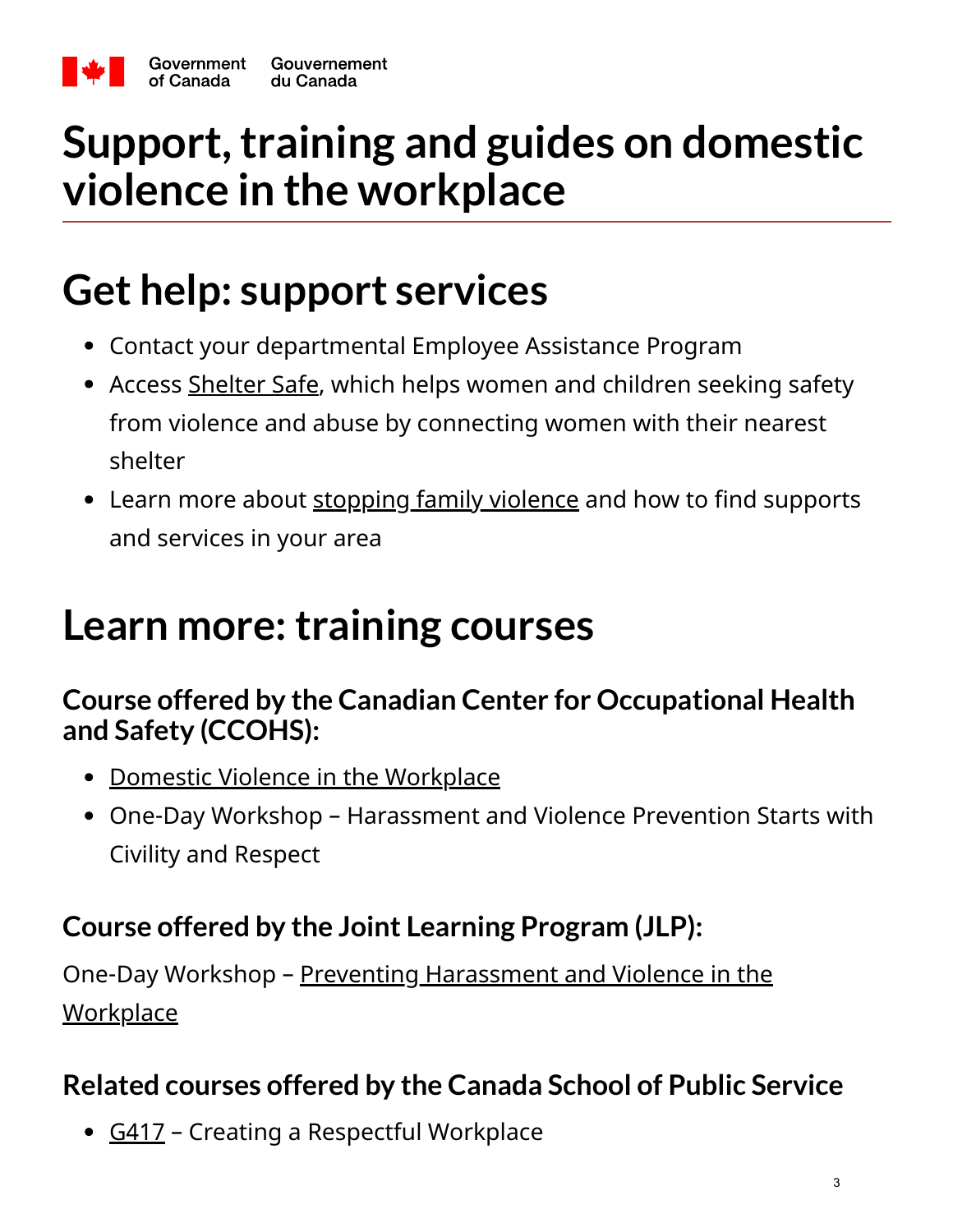# Support, training and guides on domestic violence in the workplace

## Get help: support services

- Contact your departmental Employee Assistance Program
- Access Shelter Safe, which helps women and children seeking safety from violence and abuse by connecting women with their nearest shelter
- Learn more about stopping family violence and how to find supports and services in your area

## Learn more: training courses

### Course offered by the Canadian Center for Occupational Health and Safety (CCOHS):

- Domestic Violence in the Workplace
- One-Day Workshop – Harassment and Violence Prevention Starts with Civility and Respect

### Course offered by the Joint Learning Program (JLP):

One-Day Workshop – Preventing Harassment and Violence in the Workplace

### Related courses offered by the Canada School of Public Service

- G417 – Creating a Respectful Workplace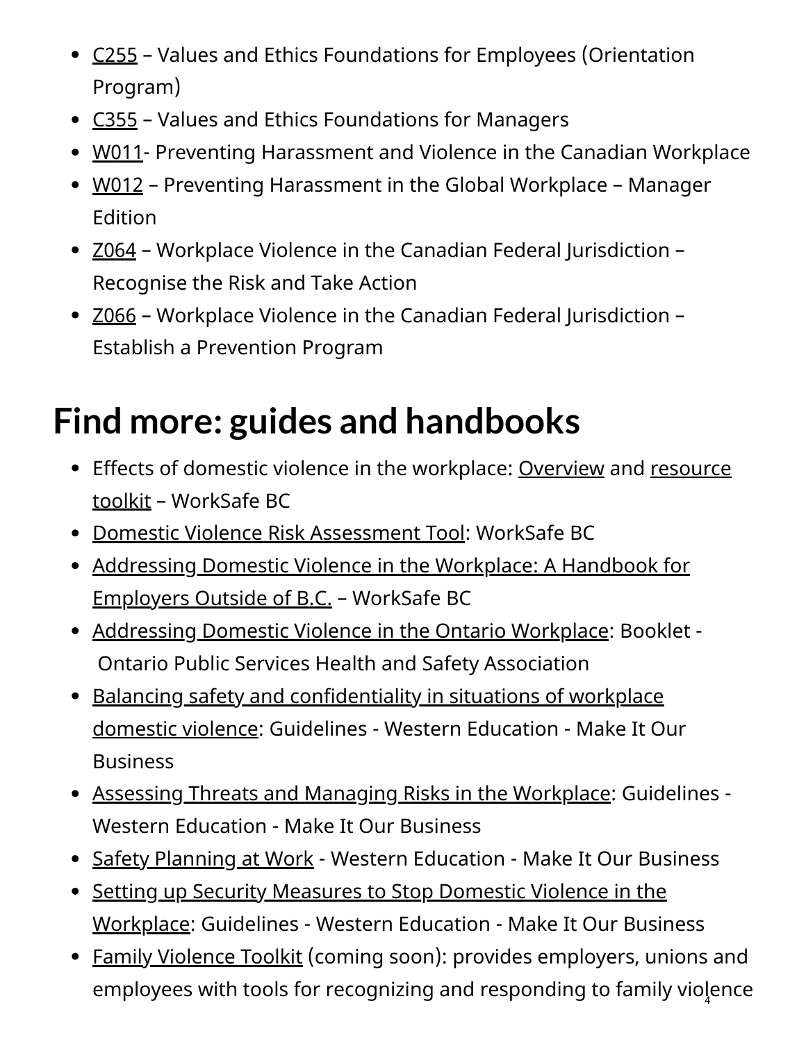- C255 – Values and Ethics Foundations for Employees (Orientation Program)
- C355 – Values and Ethics Foundations for Managers
- W011- Preventing Harassment and Violence in the Canadian Workplace
- W012 – Preventing Harassment in the Global Workplace – Manager Edition
- Z064 – Workplace Violence in the Canadian Federal Jurisdiction – Recognise the Risk and Take Action
- Z066 – Workplace Violence in the Canadian Federal Jurisdiction – Establish a Prevention Program

# Find more: guides and handbooks

- Effects of domestic violence in the workplace: Overview and resource toolkit – WorkSafe BC
- Domestic Violence Risk Assessment Tool: WorkSafe BC
- Addressing Domestic Violence in the Workplace: A Handbook for Employers Outside of B.C. – WorkSafe BC
- Addressing Domestic Violence in the Ontario Workplace: Booklet - Ontario Public Services Health and Safety Association
- Balancing safety and confidentiality in situations of workplace domestic violence: Guidelines - Western Education - Make It Our Business
- Assessing Threats and Managing Risks in the Workplace: Guidelines - Western Education - Make It Our Business
- Safety Planning at Work - Western Education - Make It Our Business
- Setting up Security Measures to Stop Domestic Violence in the Workplace: Guidelines - Western Education - Make It Our Business
- Family Violence Toolkit (coming soon): provides employers, unions and employees with tools for recognizing and responding to family violence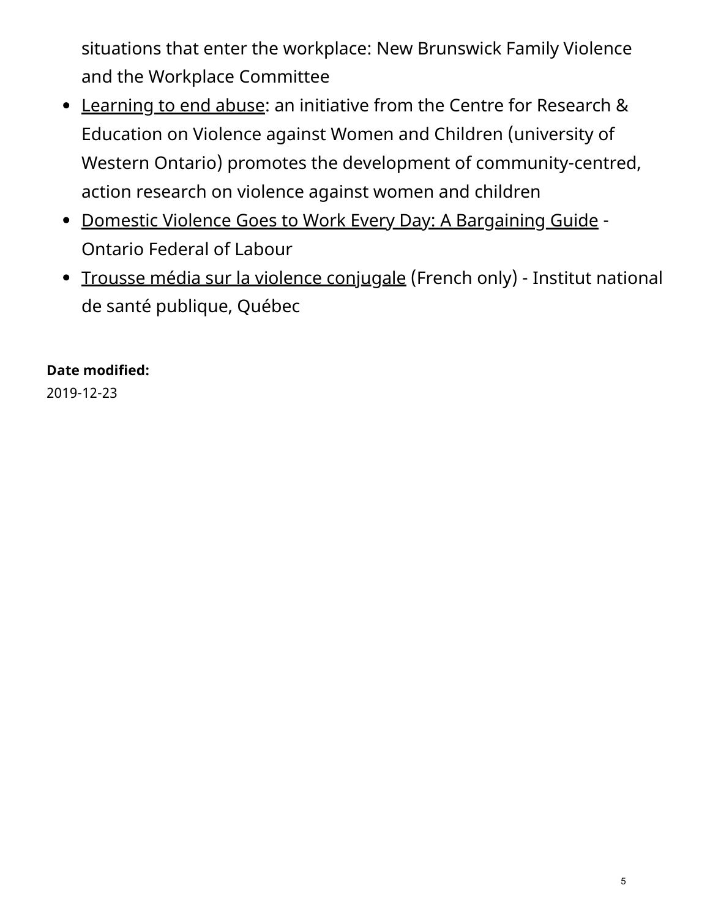situations that enter the workplace: New Brunswick Family Violence and the Workplace Committee

- Learning to end abuse: an initiative from the Centre for Research & Education on Violence against Women and Children (university of Western Ontario) promotes the development of community-centred, action research on violence against women and children
- Domestic Violence Goes to Work Every Day: A Bargaining Guide - Ontario Federal of Labour
- Trousse média sur la violence conjugale (French only) - Institut national de santé publique, Québec

**Date modified:**
2019-12-23